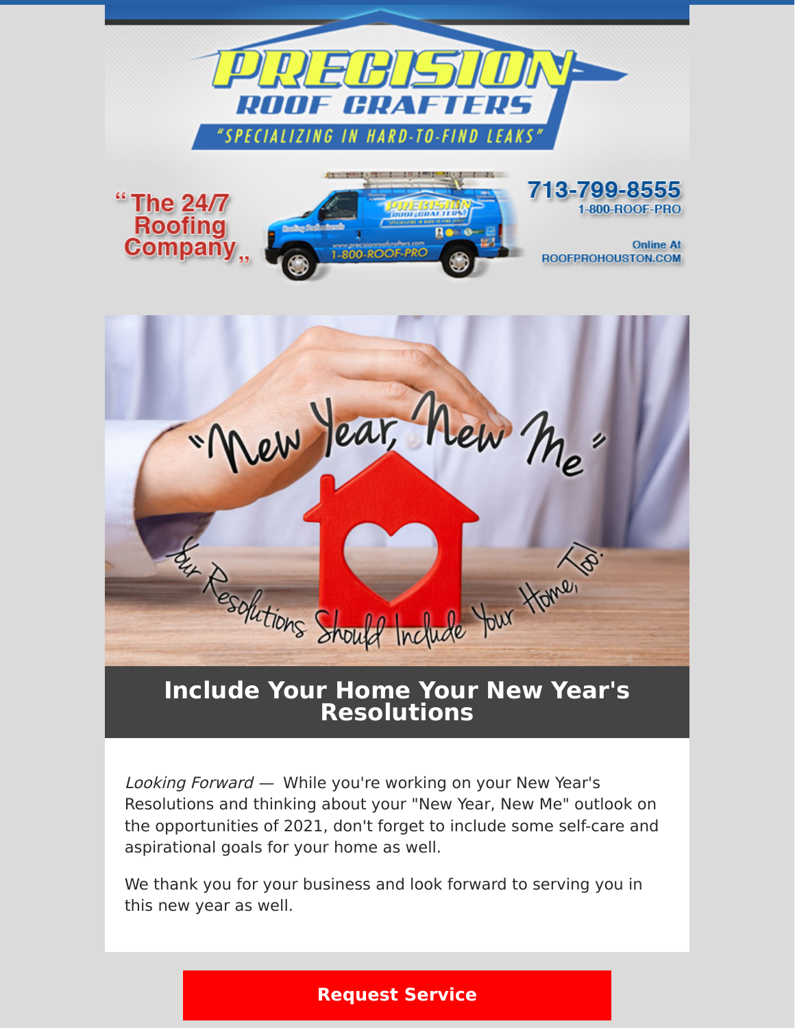# PRECISION ROOF CRAFTERS

"SPECIALIZING IN HARD-TO-FIND LEAKS"

"The 24/7 Roofing Company"

713-799-8555
1-800-ROOF-PRO

Online At
ROOFPROHOUSTON.COM

"New Year, New Me"

Your Resolutions Should Include Your Home, Too!

## Include Your Home Your New Year's Resolutions

*Looking Forward* — While you're working on your New Year's Resolutions and thinking about your "New Year, New Me" outlook on the opportunities of 2021, don't forget to include some self-care and aspirational goals for your home as well.

We thank you for your business and look forward to serving you in this new year as well.

**Request Service**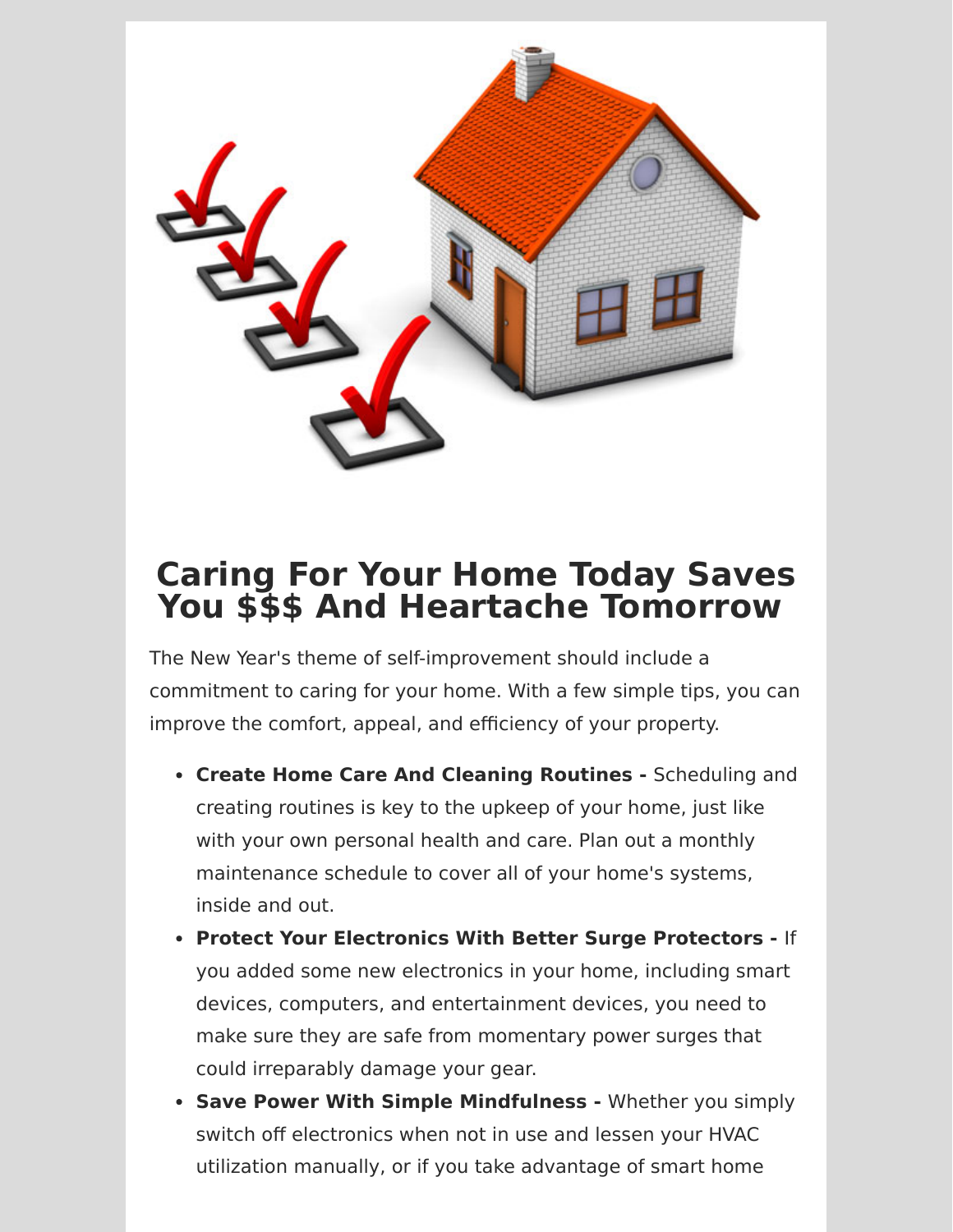# Caring For Your Home Today Saves You $$$ And Heartache Tomorrow

The New Year's theme of self-improvement should include a commitment to caring for your home. With a few simple tips, you can improve the comfort, appeal, and efficiency of your property.

- **Create Home Care And Cleaning Routines -** Scheduling and creating routines is key to the upkeep of your home, just like with your own personal health and care. Plan out a monthly maintenance schedule to cover all of your home's systems, inside and out.
- **Protect Your Electronics With Better Surge Protectors -** If you added some new electronics in your home, including smart devices, computers, and entertainment devices, you need to make sure they are safe from momentary power surges that could irreparably damage your gear.
- **Save Power With Simple Mindfulness -** Whether you simply switch off electronics when not in use and lessen your HVAC utilization manually, or if you take advantage of smart home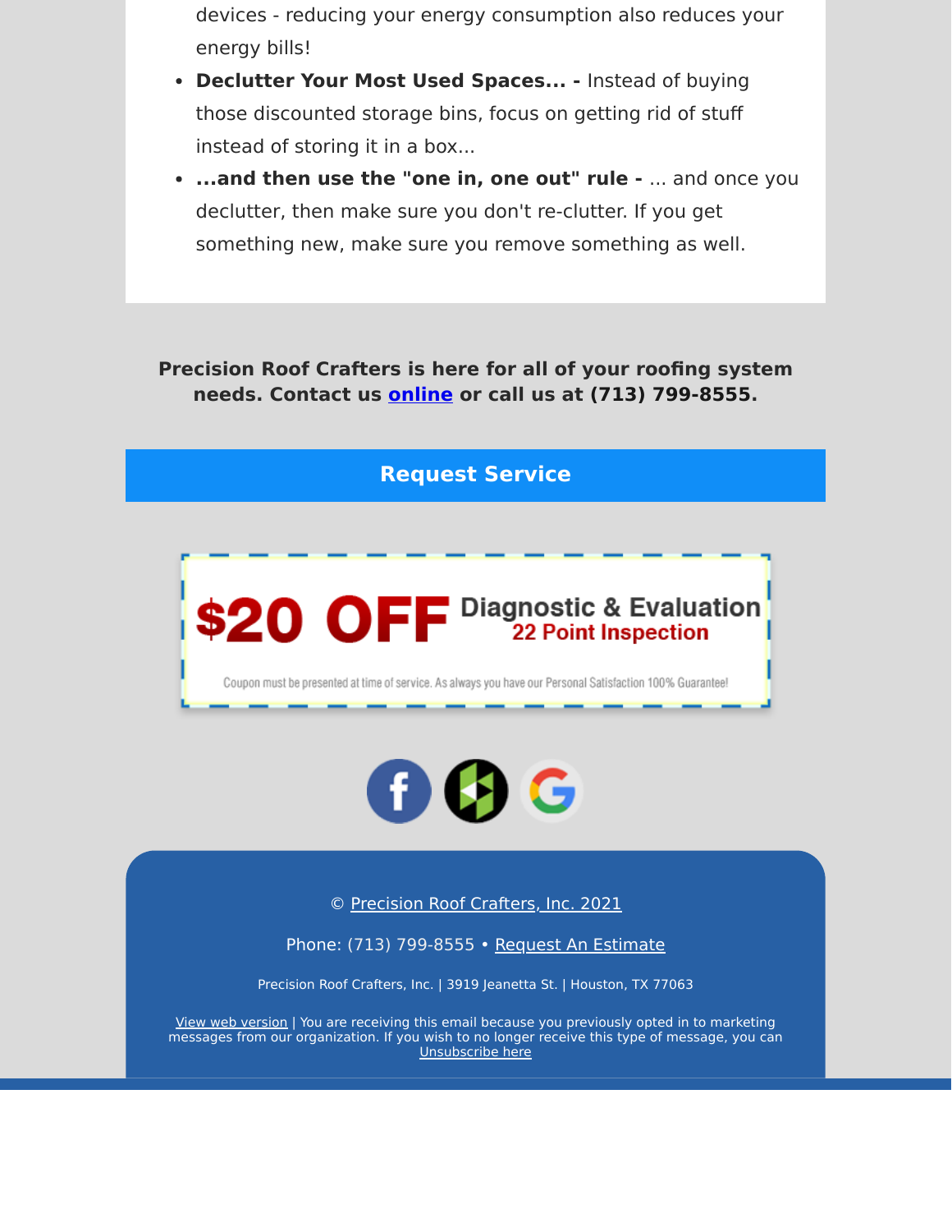devices - reducing your energy consumption also reduces your energy bills!

- **Declutter Your Most Used Spaces... -** Instead of buying those discounted storage bins, focus on getting rid of stuff instead of storing it in a box...
- **...and then use the "one in, one out" rule -** ... and once you declutter, then make sure you don't re-clutter. If you get something new, make sure you remove something as well.

**Precision Roof Crafters is here for all of your roofing system needs. Contact us online or call us at (713) 799-8555.**

**Request Service**

$20 OFF Diagnostic & Evaluation
22 Point Inspection

Coupon must be presented at time of service. As always you have our Personal Satisfaction 100% Guarantee!

© Precision Roof Crafters, Inc. 2021

Phone: (713) 799-8555 • Request An Estimate

Precision Roof Crafters, Inc. | 3919 Jeanetta St. | Houston, TX 77063

View web version | You are receiving this email because you previously opted in to marketing messages from our organization. If you wish to no longer receive this type of message, you can Unsubscribe here